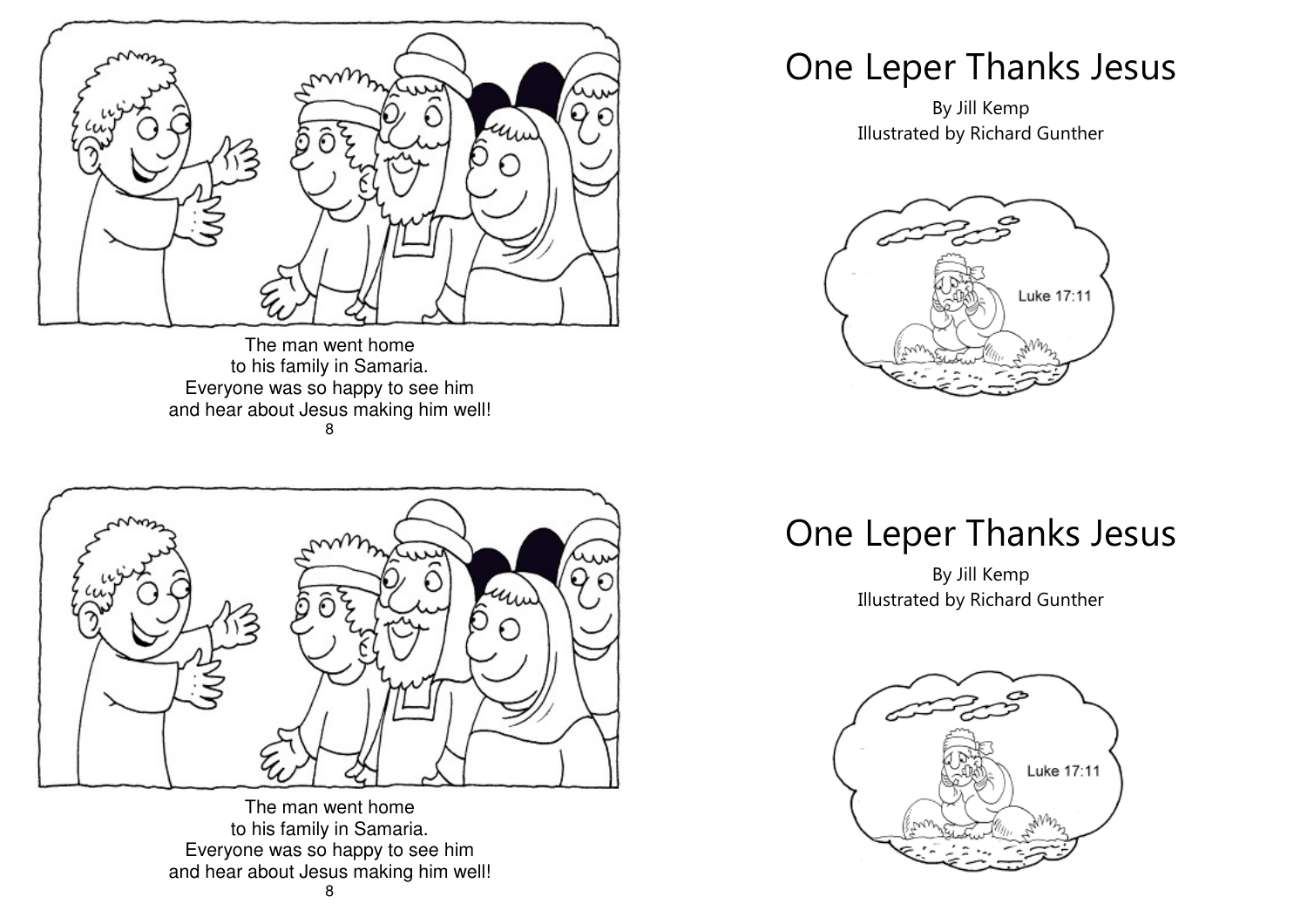The man went home
to his family in Samaria.
Everyone was so happy to see him
and hear about Jesus making him well!

# One Leper Thanks Jesus

By Jill Kemp
Illustrated by Richard Gunther

Luke 17:11

The man went home
to his family in Samaria.
Everyone was so happy to see him
and hear about Jesus making him well!

# One Leper Thanks Jesus

By Jill Kemp
Illustrated by Richard Gunther

Luke 17:11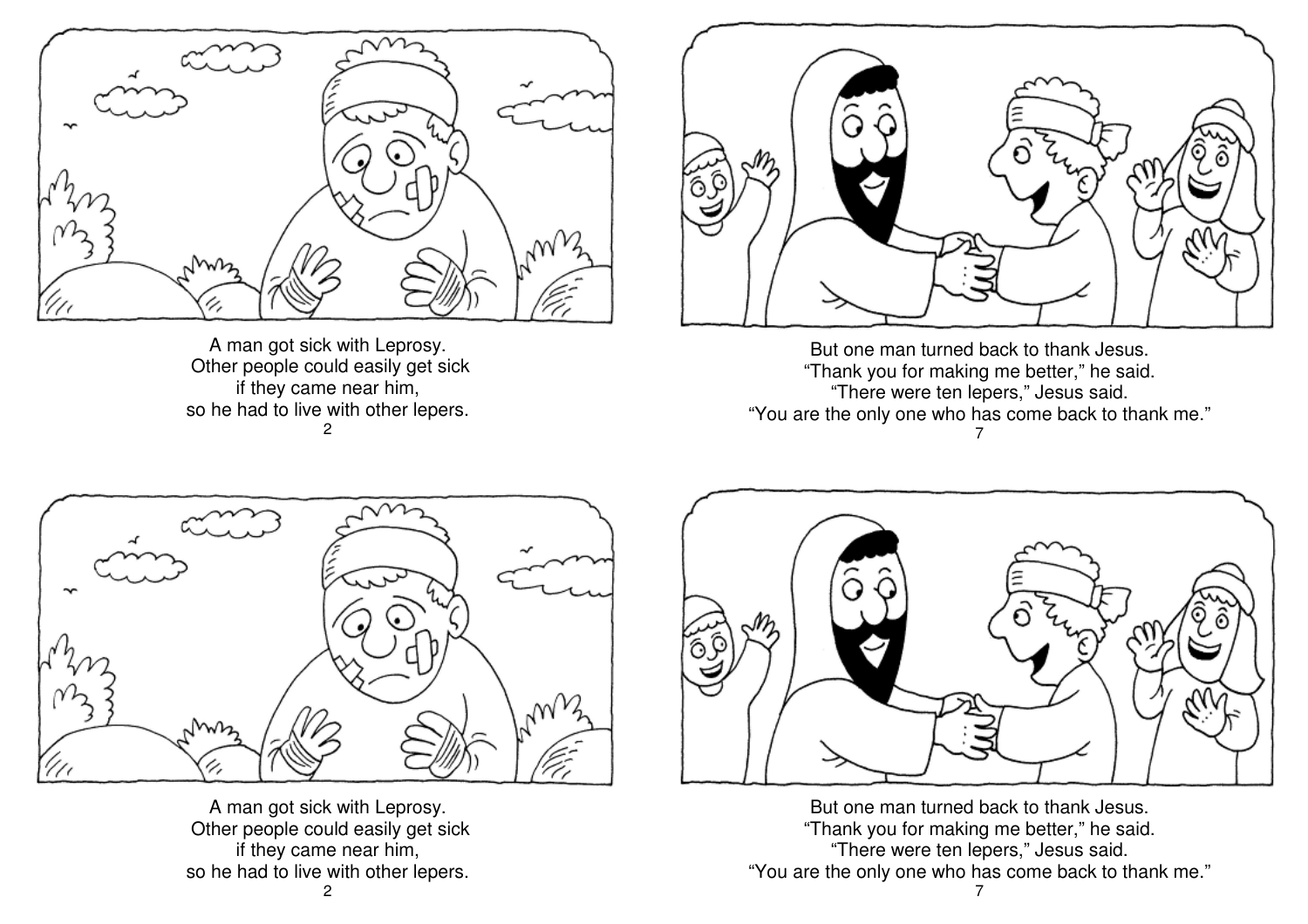A man got sick with Leprosy.
Other people could easily get sick
if they came near him,
so he had to live with other lepers.

But one man turned back to thank Jesus.
"Thank you for making me better," he said.
"There were ten lepers," Jesus said.
"You are the only one who has come back to thank me."

A man got sick with Leprosy.
Other people could easily get sick
if they came near him,
so he had to live with other lepers.

But one man turned back to thank Jesus.
"Thank you for making me better," he said.
"There were ten lepers," Jesus said.
"You are the only one who has come back to thank me."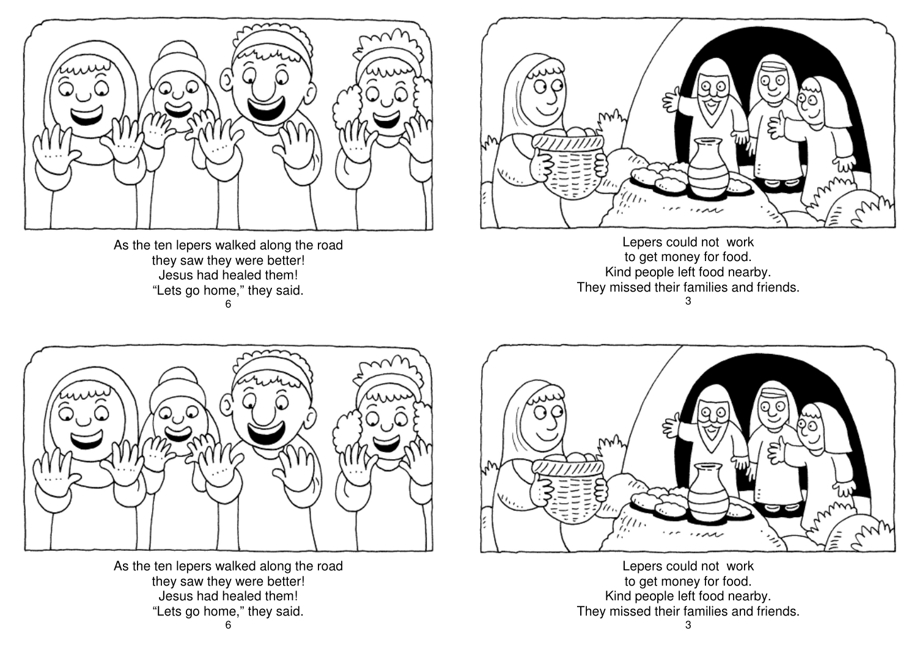As the ten lepers walked along the road
they saw they were better!
Jesus had healed them!
"Lets go home," they said.

Lepers could not work
to get money for food.
Kind people left food nearby.
They missed their families and friends.

As the ten lepers walked along the road
they saw they were better!
Jesus had healed them!
"Lets go home," they said.

Lepers could not work
to get money for food.
Kind people left food nearby.
They missed their families and friends.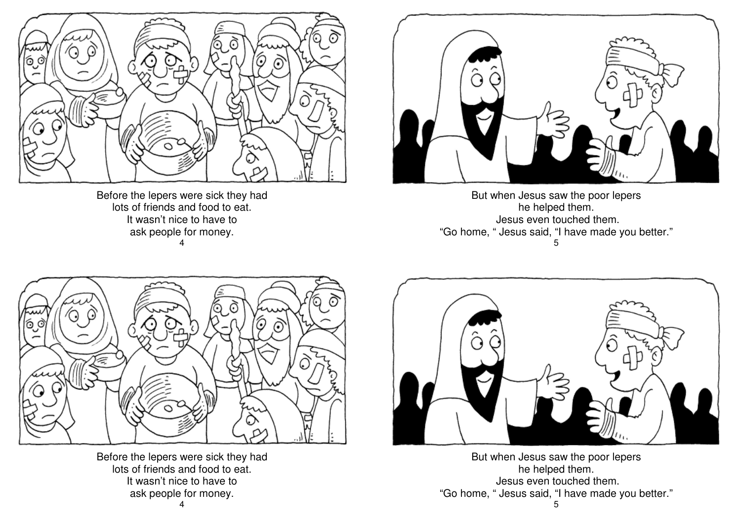Before the lepers were sick they had
lots of friends and food to eat.
It wasn't nice to have to
ask people for money.

But when Jesus saw the poor lepers
he helped them.
Jesus even touched them.
"Go home, " Jesus said, "I have made you better."

Before the lepers were sick they had
lots of friends and food to eat.
It wasn't nice to have to
ask people for money.

But when Jesus saw the poor lepers
he helped them.
Jesus even touched them.
"Go home, " Jesus said, "I have made you better."